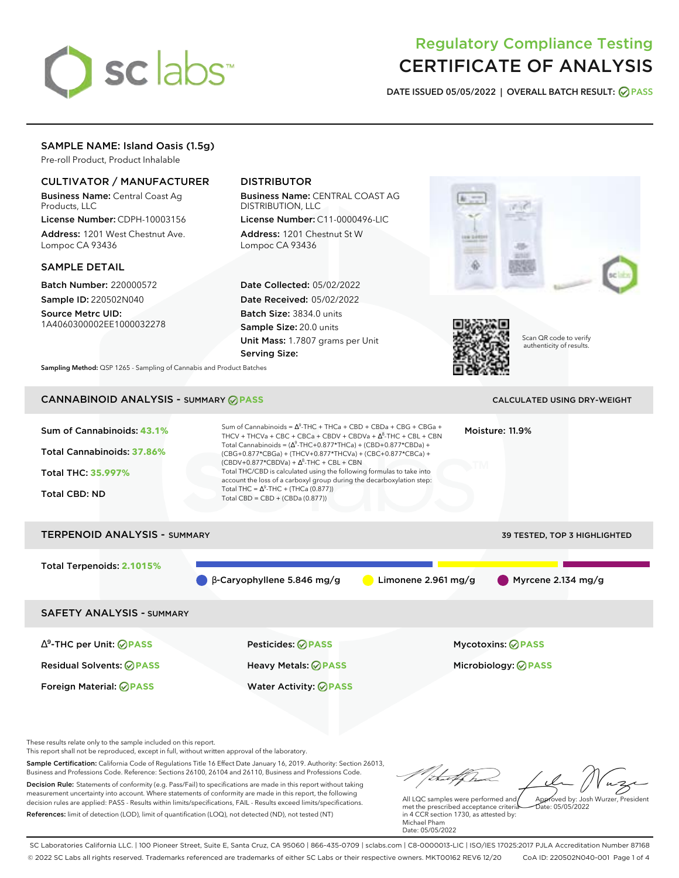# Regulatory Compliance Testing
# CERTIFICATE OF ANALYSIS

**DATE ISSUED 05/05/2022 | OVERALL BATCH RESULT: PASS**

## SAMPLE NAME: Island Oasis (1.5g)

Pre-roll Product, Product Inhalable

### CULTIVATOR / MANUFACTURER

**Business Name:** Central Coast Ag Products, LLC
**License Number:** CDPH-10003156
**Address:** 1201 West Chestnut Ave. Lompoc CA 93436

### DISTRIBUTOR

**Business Name:** CENTRAL COAST AG DISTRIBUTION, LLC
**License Number:** C11-0000496-LIC
**Address:** 1201 Chestnut St W Lompoc CA 93436

### SAMPLE DETAIL

**Batch Number:** 220000572
**Sample ID:** 220502N040
**Source Metrc UID:** 1A4060300002EE1000032278

**Date Collected:** 05/02/2022
**Date Received:** 05/02/2022
**Batch Size:** 3834.0 units
**Sample Size:** 20.0 units
**Unit Mass:** 1.7807 grams per Unit
**Serving Size:**

Scan QR code to verify authenticity of results.

**Sampling Method:** QSP 1265 - Sampling of Cannabis and Product Batches

## CANNABINOID ANALYSIS - SUMMARY PASS

CALCULATED USING DRY-WEIGHT

**Sum of Cannabinoids: 43.1%**
**Total Cannabinoids: 37.86%**
**Total THC: 35.997%**
**Total CBD: ND**

Sum of Cannabinoids = $\Delta^9$-THC + THCa + CBD + CBDa + CBG + CBGa + THCV + THCVa + CBC + CBCa + CBDV + CBDVa + $\Delta^8$-THC + CBL + CBN
Total Cannabinoids = ($\Delta^9$-THC+0.877*THCa) + (CBD+0.877*CBDa) + (CBG+0.877*CBGa) + (THCV+0.877*THCVa) + (CBC+0.877*CBCa) + (CBDV+0.877*CBDVa) + $\Delta^8$-THC + CBL + CBN
Total THC/CBD is calculated using the following formulas to take into account the loss of a carboxyl group during the decarboxylation step:
Total THC = $\Delta^9$-THC + (THCa (0.877))
Total CBD = CBD + (CBDa (0.877))

**Moisture:** 11.9%

## TERPENOID ANALYSIS - SUMMARY

39 TESTED, TOP 3 HIGHLIGHTED

**Total Terpenoids: 2.1015%**

- β-Caryophyllene 5.846 mg/g
- Limonene 2.961 mg/g
- Myrcene 2.134 mg/g

## SAFETY ANALYSIS - SUMMARY

| | | |
|---|---|---|
| $\Delta^9$-THC per Unit: PASS | Pesticides: PASS | Mycotoxins: PASS |
| Residual Solvents: PASS | Heavy Metals: PASS | Microbiology: PASS |
| Foreign Material: PASS | Water Activity: PASS | |

These results relate only to the sample included on this report.
This report shall not be reproduced, except in full, without written approval of the laboratory.

**Sample Certification:** California Code of Regulations Title 16 Effect Date January 16, 2019. Authority: Section 26013, Business and Professions Code. Reference: Sections 26100, 26104 and 26110, Business and Professions Code.

**Decision Rule:** Statements of conformity (e.g. Pass/Fail) to specifications are made in this report without taking measurement uncertainty into account. Where statements of conformity are made in this report, the following decision rules are applied: PASS - Results within limits/specifications, FAIL - Results exceed limits/specifications.

**References:** limit of detection (LOD), limit of quantification (LOQ), not detected (ND), not tested (NT)

All LQC samples were performed and met the prescribed acceptance criteria in 4 CCR section 1730, as attested by: Michael Pham
Date: 05/05/2022

Approved by: Josh Wurzer, President
Date: 05/05/2022

SC Laboratories California LLC. | 100 Pioneer Street, Suite E, Santa Cruz, CA 95060 | 866-435-0709 | sclabs.com | C8-0000013-LIC | ISO/IES 17025:2017 PJLA Accreditation Number 87168
© 2022 SC Labs all rights reserved. Trademarks referenced are trademarks of either SC Labs or their respective owners. MKT00162 REV6 12/20 CoA ID: 220502N040-001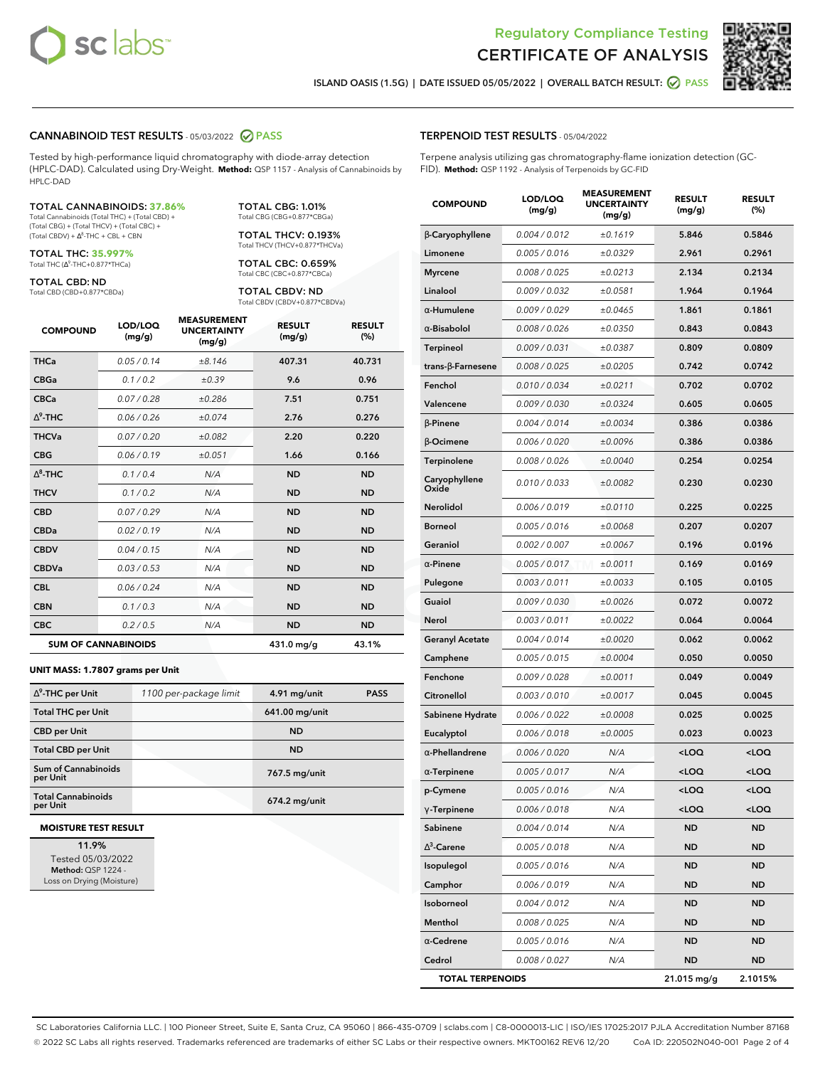Regulatory Compliance Testing

# CERTIFICATE OF ANALYSIS

ISLAND OASIS (1.5G) | DATE ISSUED 05/05/2022 | OVERALL BATCH RESULT: PASS

## CANNABINOID TEST RESULTS - 05/03/2022 PASS

Tested by high-performance liquid chromatography with diode-array detection (HPLC-DAD). Calculated using Dry-Weight. **Method:** QSP 1157 - Analysis of Cannabinoids by HPLC-DAD

**TOTAL CANNABINOIDS: 37.86%**
Total Cannabinoids (Total THC) + (Total CBD) + (Total CBG) + (Total THCV) + (Total CBC) + (Total CBDV) + $\Delta^8$-THC + CBL + CBN

**TOTAL THC: 35.997%**
Total THC ($\Delta^9$-THC+0.877*THCa)

**TOTAL CBD: ND**
Total CBD (CBD+0.877*CBDa)

**TOTAL CBG: 1.01%**
Total CBG (CBG+0.877*CBGa)

**TOTAL THCV: 0.193%**
Total THCV (THCV+0.877*THCVa)

**TOTAL CBC: 0.659%**
Total CBC (CBC+0.877*CBCa)

**TOTAL CBDV: ND**
Total CBDV (CBDV+0.877*CBDVa)

| COMPOUND | LOD/LOQ (mg/g) | MEASUREMENT UNCERTAINTY (mg/g) | RESULT (mg/g) | RESULT (%) |
|---|---|---|---|---|
| THCa | 0.05 / 0.14 | ±8.146 | 407.31 | 40.731 |
| CBGa | 0.1 / 0.2 | ±0.39 | 9.6 | 0.96 |
| CBCa | 0.07 / 0.28 | ±0.286 | 7.51 | 0.751 |
| $\Delta^9$-THC | 0.06 / 0.26 | ±0.074 | 2.76 | 0.276 |
| THCVa | 0.07 / 0.20 | ±0.082 | 2.20 | 0.220 |
| CBG | 0.06 / 0.19 | ±0.051 | 1.66 | 0.166 |
| $\Delta^8$-THC | 0.1 / 0.4 | N/A | ND | ND |
| THCV | 0.1 / 0.2 | N/A | ND | ND |
| CBD | 0.07 / 0.29 | N/A | ND | ND |
| CBDa | 0.02 / 0.19 | N/A | ND | ND |
| CBDV | 0.04 / 0.15 | N/A | ND | ND |
| CBDVa | 0.03 / 0.53 | N/A | ND | ND |
| CBL | 0.06 / 0.24 | N/A | ND | ND |
| CBN | 0.1 / 0.3 | N/A | ND | ND |
| CBC | 0.2 / 0.5 | N/A | ND | ND |
| **SUM OF CANNABINOIDS** | | | 431.0 mg/g | 43.1% |

**UNIT MASS: 1.7807 grams per Unit**

| | | | |
|---|---|---|---|
| $\Delta^9$-THC per Unit | 1100 per-package limit | 4.91 mg/unit | PASS |
| Total THC per Unit | | 641.00 mg/unit | |
| CBD per Unit | | ND | |
| Total CBD per Unit | | ND | |
| Sum of Cannabinoids per Unit | | 767.5 mg/unit | |
| Total Cannabinoids per Unit | | 674.2 mg/unit | |

**MOISTURE TEST RESULT**

11.9%
Tested 05/03/2022
**Method:** QSP 1224 - Loss on Drying (Moisture)

## TERPENOID TEST RESULTS - 05/04/2022

Terpene analysis utilizing gas chromatography-flame ionization detection (GC-FID). **Method:** QSP 1192 - Analysis of Terpenoids by GC-FID

| COMPOUND | LOD/LOQ (mg/g) | MEASUREMENT UNCERTAINTY (mg/g) | RESULT (mg/g) | RESULT (%) |
|---|---|---|---|---|
| β-Caryophyllene | 0.004 / 0.012 | ±0.1619 | 5.846 | 0.5846 |
| Limonene | 0.005 / 0.016 | ±0.0329 | 2.961 | 0.2961 |
| Myrcene | 0.008 / 0.025 | ±0.0213 | 2.134 | 0.2134 |
| Linalool | 0.009 / 0.032 | ±0.0581 | 1.964 | 0.1964 |
| α-Humulene | 0.009 / 0.029 | ±0.0465 | 1.861 | 0.1861 |
| α-Bisabolol | 0.008 / 0.026 | ±0.0350 | 0.843 | 0.0843 |
| Terpineol | 0.009 / 0.031 | ±0.0387 | 0.809 | 0.0809 |
| trans-β-Farnesene | 0.008 / 0.025 | ±0.0205 | 0.742 | 0.0742 |
| Fenchol | 0.010 / 0.034 | ±0.0211 | 0.702 | 0.0702 |
| Valencene | 0.009 / 0.030 | ±0.0324 | 0.605 | 0.0605 |
| β-Pinene | 0.004 / 0.014 | ±0.0034 | 0.386 | 0.0386 |
| β-Ocimene | 0.006 / 0.020 | ±0.0096 | 0.386 | 0.0386 |
| Terpinolene | 0.008 / 0.026 | ±0.0040 | 0.254 | 0.0254 |
| Caryophyllene Oxide | 0.010 / 0.033 | ±0.0082 | 0.230 | 0.0230 |
| Nerolidol | 0.006 / 0.019 | ±0.0110 | 0.225 | 0.0225 |
| Borneol | 0.005 / 0.016 | ±0.0068 | 0.207 | 0.0207 |
| Geraniol | 0.002 / 0.007 | ±0.0067 | 0.196 | 0.0196 |
| α-Pinene | 0.005 / 0.017 | ±0.0011 | 0.169 | 0.0169 |
| Pulegone | 0.003 / 0.011 | ±0.0033 | 0.105 | 0.0105 |
| Guaiol | 0.009 / 0.030 | ±0.0026 | 0.072 | 0.0072 |
| Nerol | 0.003 / 0.011 | ±0.0022 | 0.064 | 0.0064 |
| Geranyl Acetate | 0.004 / 0.014 | ±0.0020 | 0.062 | 0.0062 |
| Camphene | 0.005 / 0.015 | ±0.0004 | 0.050 | 0.0050 |
| Fenchone | 0.009 / 0.028 | ±0.0011 | 0.049 | 0.0049 |
| Citronellol | 0.003 / 0.010 | ±0.0017 | 0.045 | 0.0045 |
| Sabinene Hydrate | 0.006 / 0.022 | ±0.0008 | 0.025 | 0.0025 |
| Eucalyptol | 0.006 / 0.018 | ±0.0005 | 0.023 | 0.0023 |
| α-Phellandrene | 0.006 / 0.020 | N/A | <LOQ | <LOQ |
| α-Terpinene | 0.005 / 0.017 | N/A | <LOQ | <LOQ |
| p-Cymene | 0.005 / 0.016 | N/A | <LOQ | <LOQ |
| γ-Terpinene | 0.006 / 0.018 | N/A | <LOQ | <LOQ |
| Sabinene | 0.004 / 0.014 | N/A | ND | ND |
| $\Delta^3$-Carene | 0.005 / 0.018 | N/A | ND | ND |
| Isopulegol | 0.005 / 0.016 | N/A | ND | ND |
| Camphor | 0.006 / 0.019 | N/A | ND | ND |
| Isoborneol | 0.004 / 0.012 | N/A | ND | ND |
| Menthol | 0.008 / 0.025 | N/A | ND | ND |
| α-Cedrene | 0.005 / 0.016 | N/A | ND | ND |
| Cedrol | 0.008 / 0.027 | N/A | ND | ND |
| **TOTAL TERPENOIDS** | | | 21.015 mg/g | 2.1015% |

SC Laboratories California LLC. | 100 Pioneer Street, Suite E, Santa Cruz, CA 95060 | 866-435-0709 | sclabs.com | C8-0000013-LIC | ISO/IES 17025:2017 PJLA Accreditation Number 87168
© 2022 SC Labs all rights reserved. Trademarks referenced are trademarks of either SC Labs or their respective owners. MKT00162 REV6 12/20 CoA ID: 220502N040-001